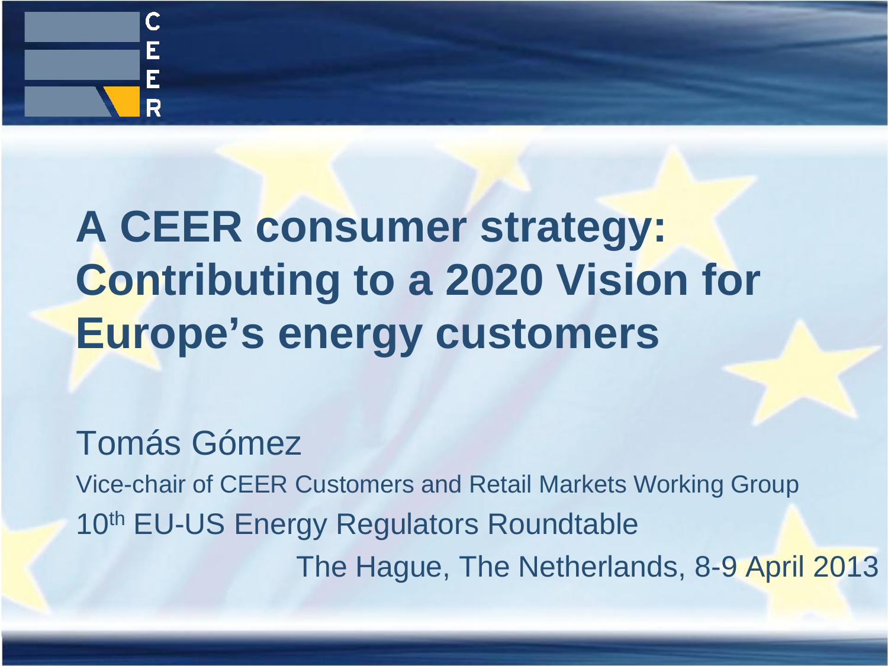# A CEER consumer strategy: Contributing to a 2020 Vision for Europe's energy customers

Tomás Gómez

Vice-chair of CEER Customers and Retail Markets Working Group

10th EU-US Energy Regulators Roundtable

The Hague, The Netherlands, 8-9 April 2013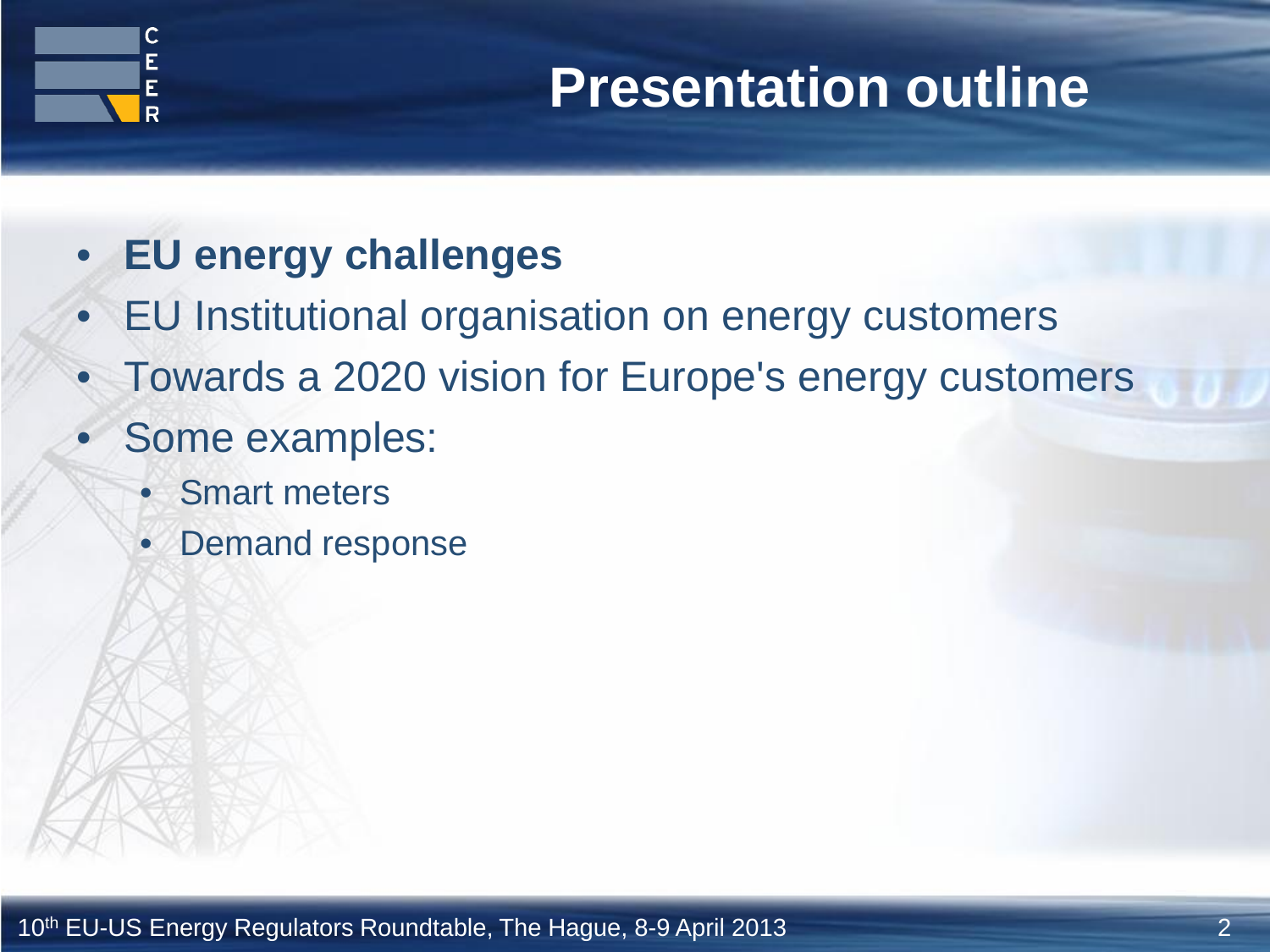# Presentation outline

- **EU energy challenges**
- EU Institutional organisation on energy customers
- Towards a 2020 vision for Europe's energy customers
- Some examples:
  - Smart meters
  - Demand response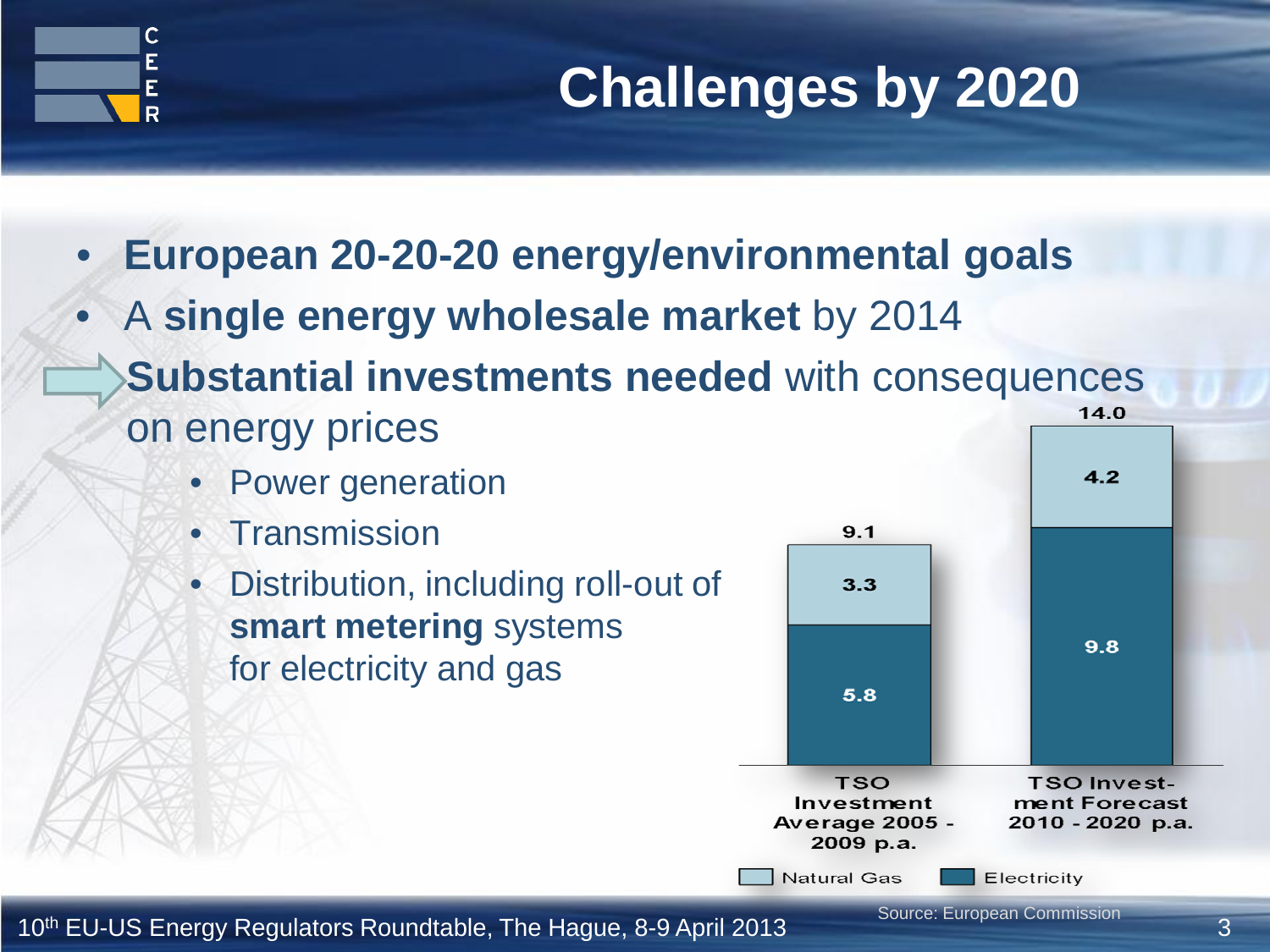# Challenges by 2020

- **European 20-20-20 energy/environmental goals**
- A **single energy wholesale market** by 2014

⇨ **Substantial investments needed** with consequences on energy prices

- Power generation
- Transmission
- Distribution, including roll-out of **smart metering** systems for electricity and gas

| | TSO Investment Average 2005 - 2009 p.a. | TSO Investment Forecast 2010 - 2020 p.a. |
|---|---|---|
| Natural Gas | 3.3 | 4.2 |
| Electricity | 5.8 | 9.8 |
| Total | 9.1 | 14.0 |

Source: European Commission

10th EU-US Energy Regulators Roundtable, The Hague, 8-9 April 2013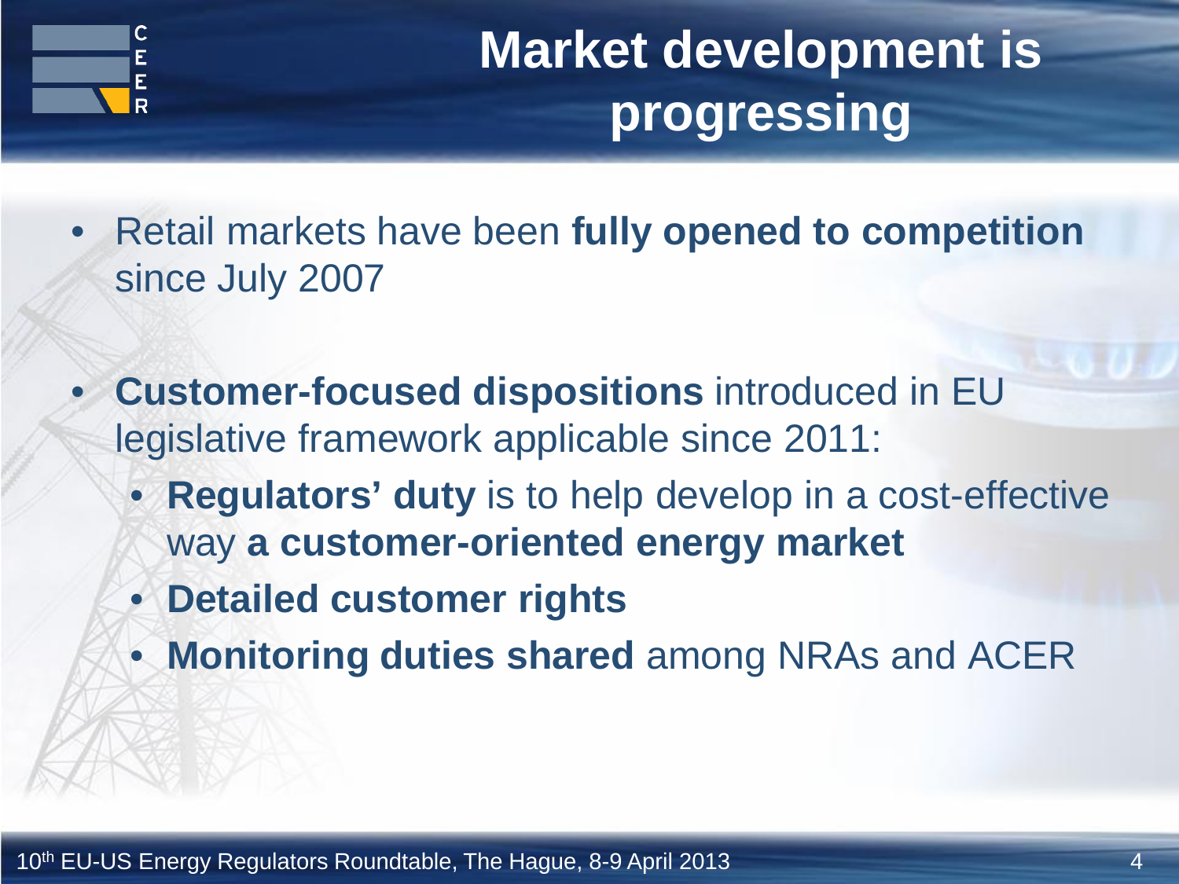# Market development is progressing

- Retail markets have been **fully opened to competition** since July 2007
- **Customer-focused dispositions** introduced in EU legislative framework applicable since 2011:
  - **Regulators' duty** is to help develop in a cost-effective way **a customer-oriented energy market**
  - **Detailed customer rights**
  - **Monitoring duties shared** among NRAs and ACER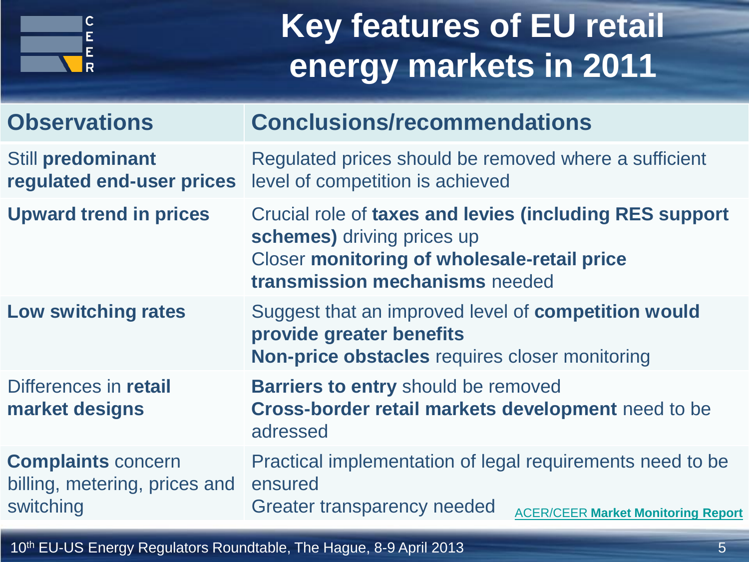# Key features of EU retail energy markets in 2011

| Observations | Conclusions/recommendations |
|---|---|
| Still **predominant regulated end-user prices** | Regulated prices should be removed where a sufficient level of competition is achieved |
| **Upward trend in prices** | Crucial role of **taxes and levies (including RES support schemes)** driving prices up<br>Closer **monitoring of wholesale-retail price transmission mechanisms** needed |
| **Low switching rates** | Suggest that an improved level of **competition would provide greater benefits**<br>**Non-price obstacles** requires closer monitoring |
| Differences in **retail market designs** | **Barriers to entry** should be removed<br>**Cross-border retail markets development** need to be adressed |
| **Complaints** concern billing, metering, prices and switching | Practical implementation of legal requirements need to be ensured<br>Greater transparency needed |

ACER/CEER **Market Monitoring Report**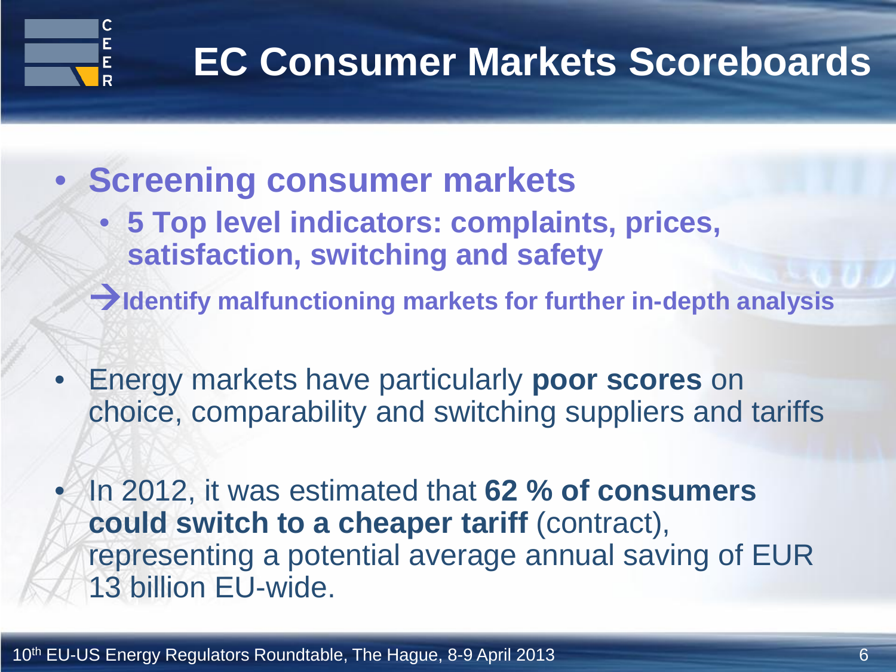# EC Consumer Markets Scoreboards

- **Screening consumer markets**
  - **5 Top level indicators: complaints, prices, satisfaction, switching and safety**

**→Identify malfunctioning markets for further in-depth analysis**

- Energy markets have particularly **poor scores** on choice, comparability and switching suppliers and tariffs

- In 2012, it was estimated that **62 % of consumers could switch to a cheaper tariff** (contract), representing a potential average annual saving of EUR 13 billion EU-wide.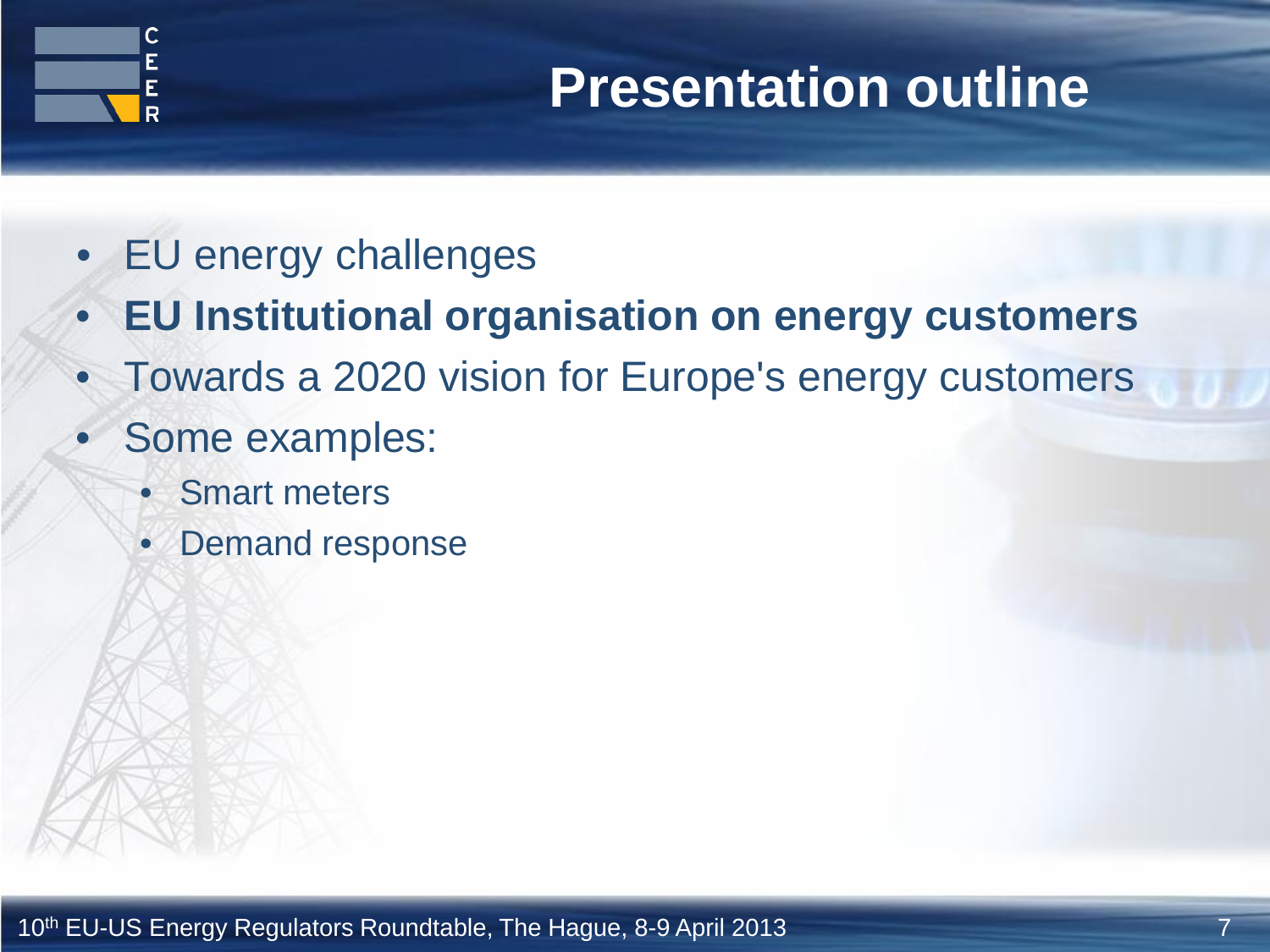# Presentation outline

- EU energy challenges
- **EU Institutional organisation on energy customers**
- Towards a 2020 vision for Europe's energy customers
- Some examples:
  - Smart meters
  - Demand response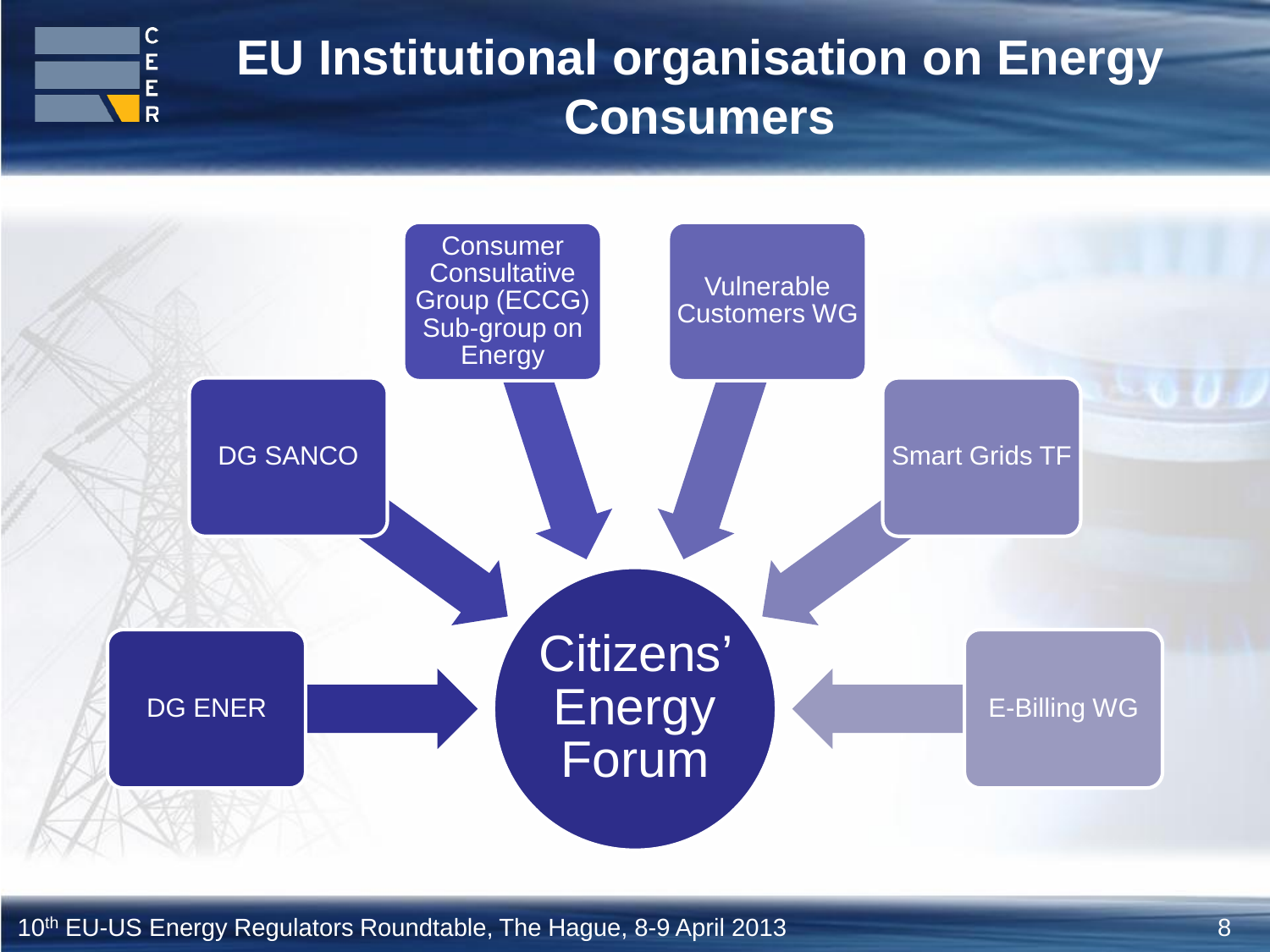# EU Institutional organisation on Energy Consumers

- DG SANCO
- Consumer Consultative Group (ECCG) Sub-group on Energy
- Vulnerable Customers WG
- Smart Grids TF
- DG ENER
- E-Billing WG

→ Citizens' Energy Forum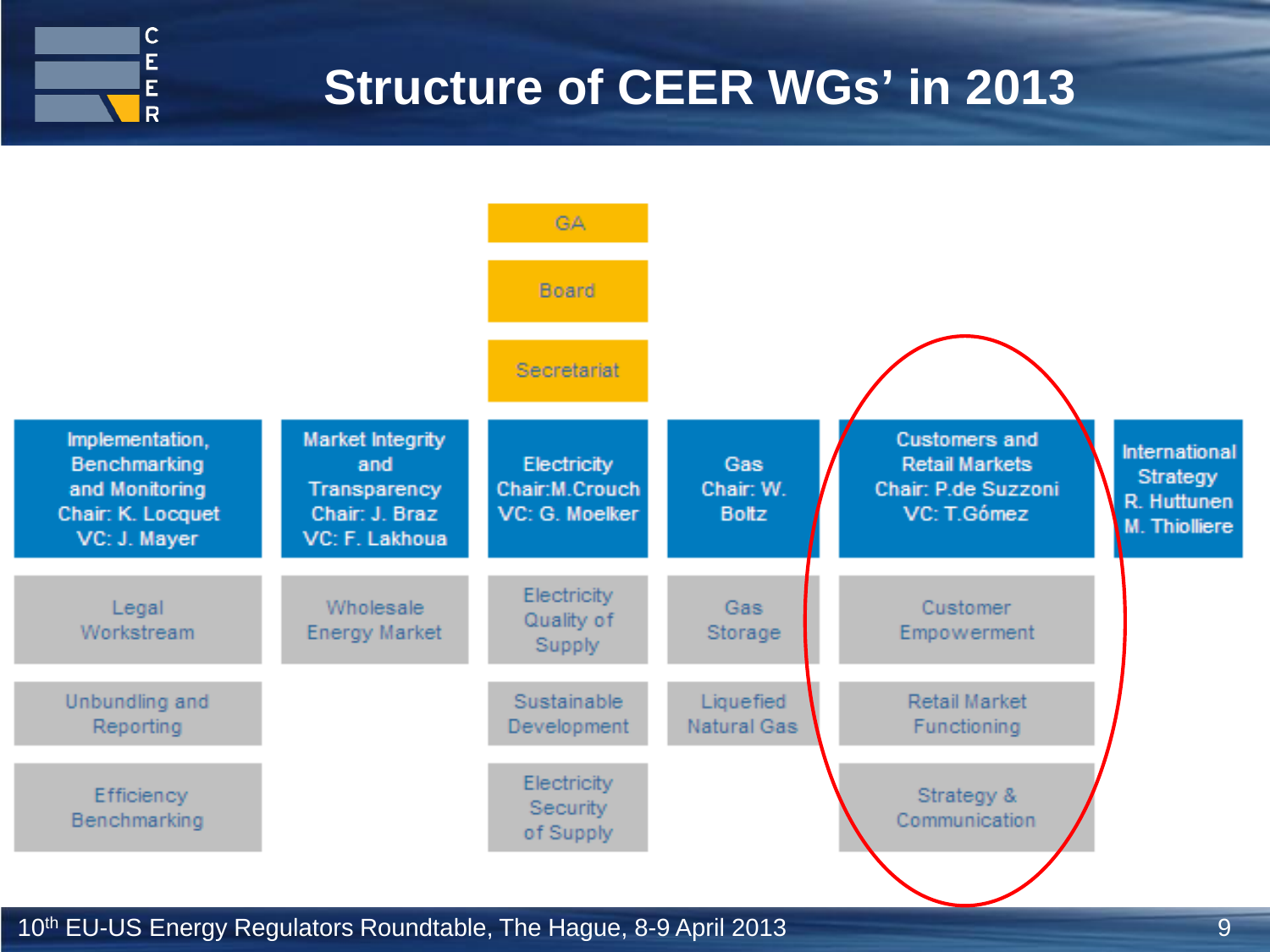# Structure of CEER WGs' in 2013

**GA**

**Board**

**Secretariat**

| Implementation, Benchmarking and Monitoring<br>Chair: K. Locquet<br>VC: J. Mayer | Market Integrity and Transparency<br>Chair: J. Braz<br>VC: F. Lakhoua | Electricity<br>Chair: M.Crouch<br>VC: G. Moelker | Gas<br>Chair: W. Boltz | Customers and Retail Markets<br>Chair: P.de Suzzoni<br>VC: T.Gómez | International Strategy<br>R. Huttunen<br>M. Thiolliere |
|---|---|---|---|---|---|
| Legal Workstream | Wholesale Energy Market | Electricity Quality of Supply | Gas Storage | Customer Empowerment | |
| Unbundling and Reporting | | Sustainable Development | Liquefied Natural Gas | Retail Market Functioning | |
| Efficiency Benchmarking | | Electricity Security of Supply | | Strategy & Communication | |

10th EU-US Energy Regulators Roundtable, The Hague, 8-9 April 2013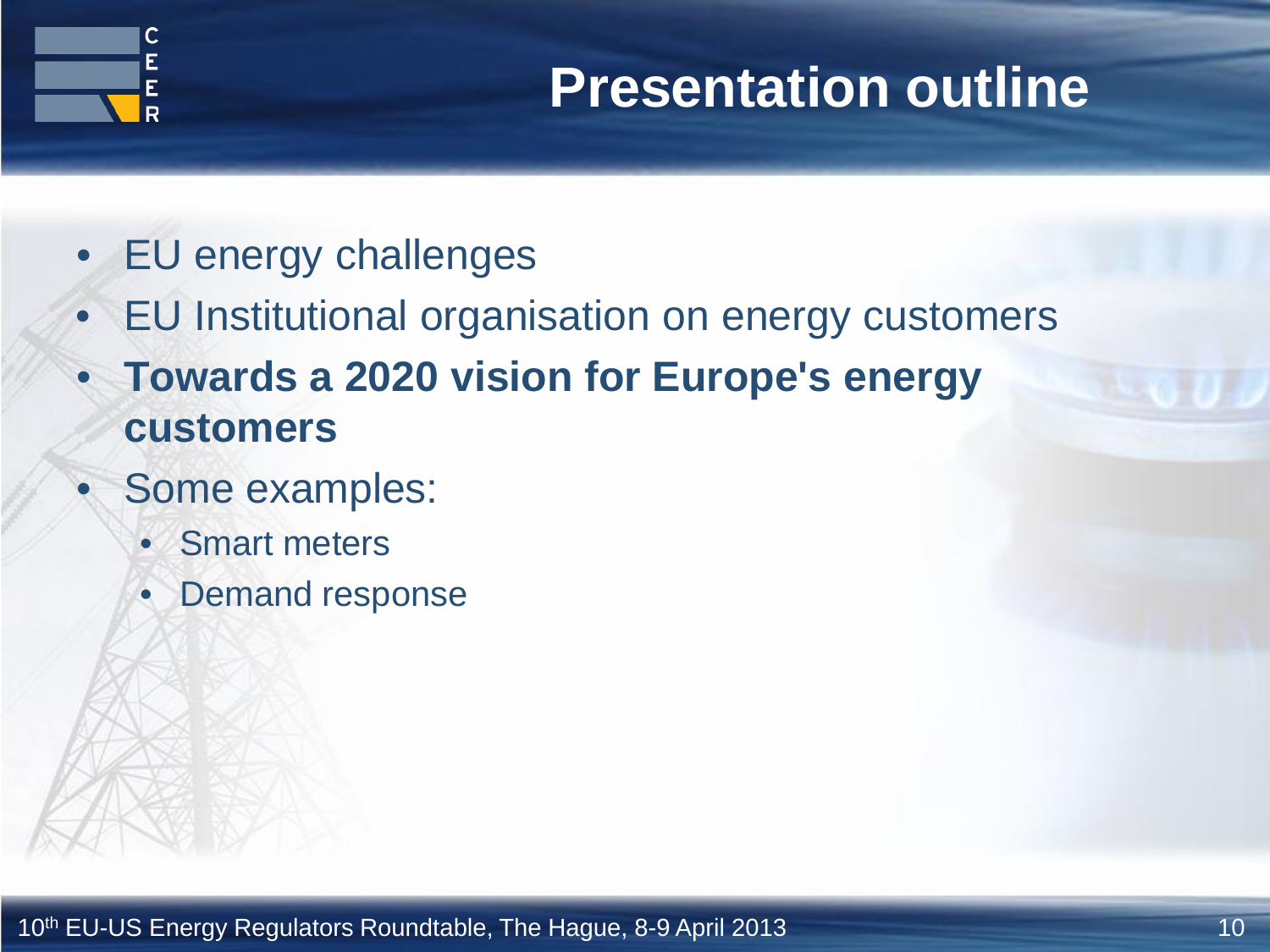# Presentation outline

- EU energy challenges
- EU Institutional organisation on energy customers
- **Towards a 2020 vision for Europe's energy customers**
- Some examples:
  - Smart meters
  - Demand response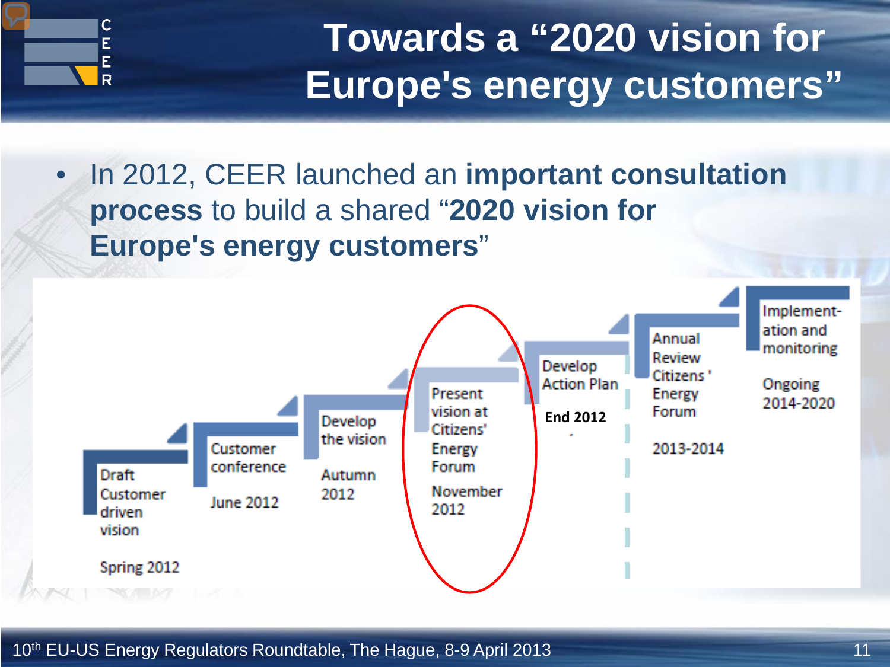# Towards a "2020 vision for Europe's energy customers"

- In 2012, CEER launched an **important consultation process** to build a shared "**2020 vision for Europe's energy customers**"

| Step | Timing |
|---|---|
| Draft Customer driven vision | Spring 2012 |
| Customer conference | June 2012 |
| Develop the vision | Autumn 2012 |
| Present vision at Citizens' Energy Forum | November 2012 |
| Develop Action Plan | **End 2012** |
| Annual Review Citizens' Energy Forum | 2013-2014 |
| Implement-ation and monitoring | Ongoing 2014-2020 |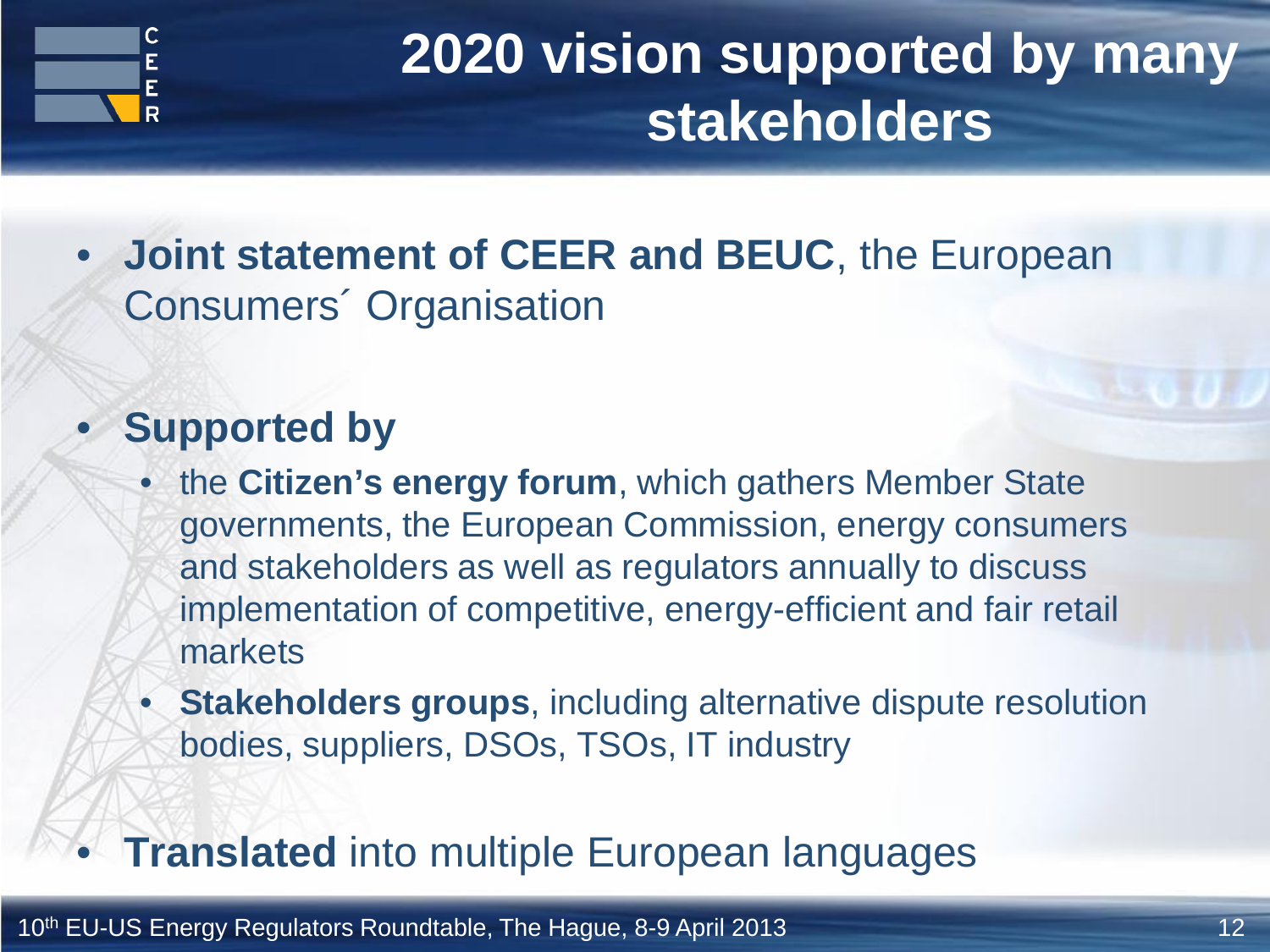# 2020 vision supported by many stakeholders

- **Joint statement of CEER and BEUC**, the European Consumers´ Organisation

- **Supported by**
  - the **Citizen's energy forum**, which gathers Member State governments, the European Commission, energy consumers and stakeholders as well as regulators annually to discuss implementation of competitive, energy-efficient and fair retail markets
  - **Stakeholders groups**, including alternative dispute resolution bodies, suppliers, DSOs, TSOs, IT industry

- **Translated** into multiple European languages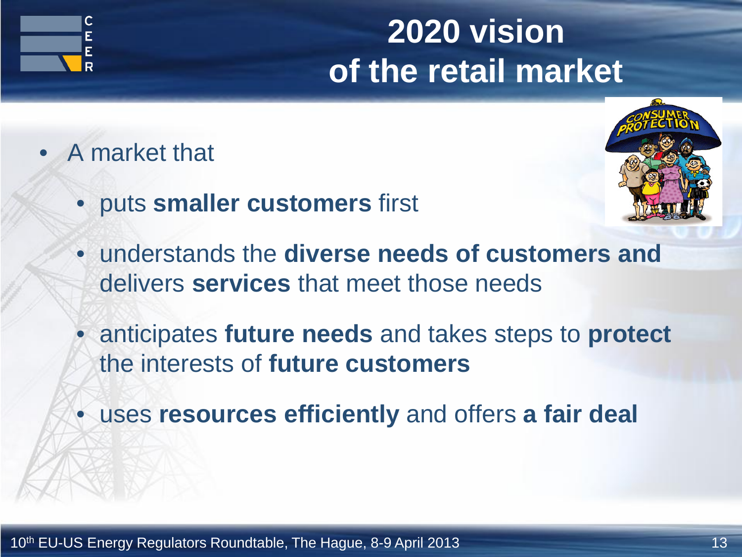# 2020 vision of the retail market

- A market that
  - puts **smaller customers** first
  - understands the **diverse needs of customers and** delivers **services** that meet those needs
  - anticipates **future needs** and takes steps to **protect** the interests of **future customers**
  - uses **resources efficiently** and offers **a fair deal**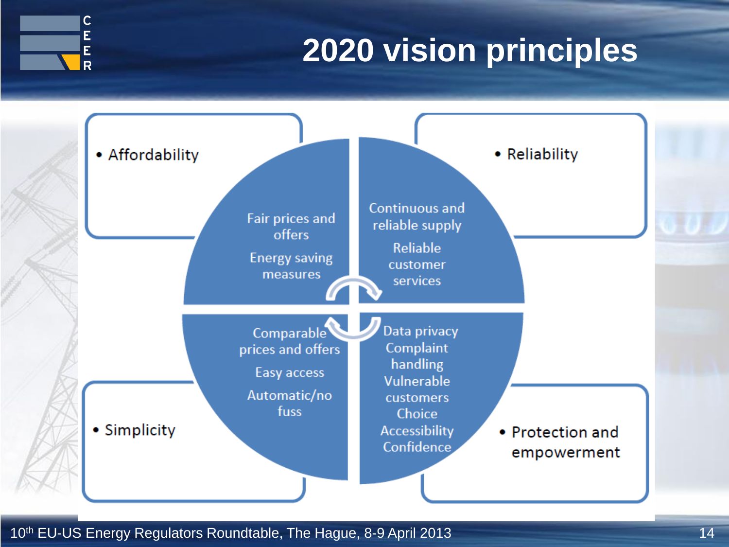# 2020 vision principles

- Affordability

Fair prices and offers

Energy saving measures

- Reliability

Continuous and reliable supply

Reliable customer services

- Simplicity

Comparable prices and offers

Easy access

Automatic/no fuss

- Protection and empowerment

Data privacy

Complaint handling

Vulnerable customers

Choice

Accessibility

Confidence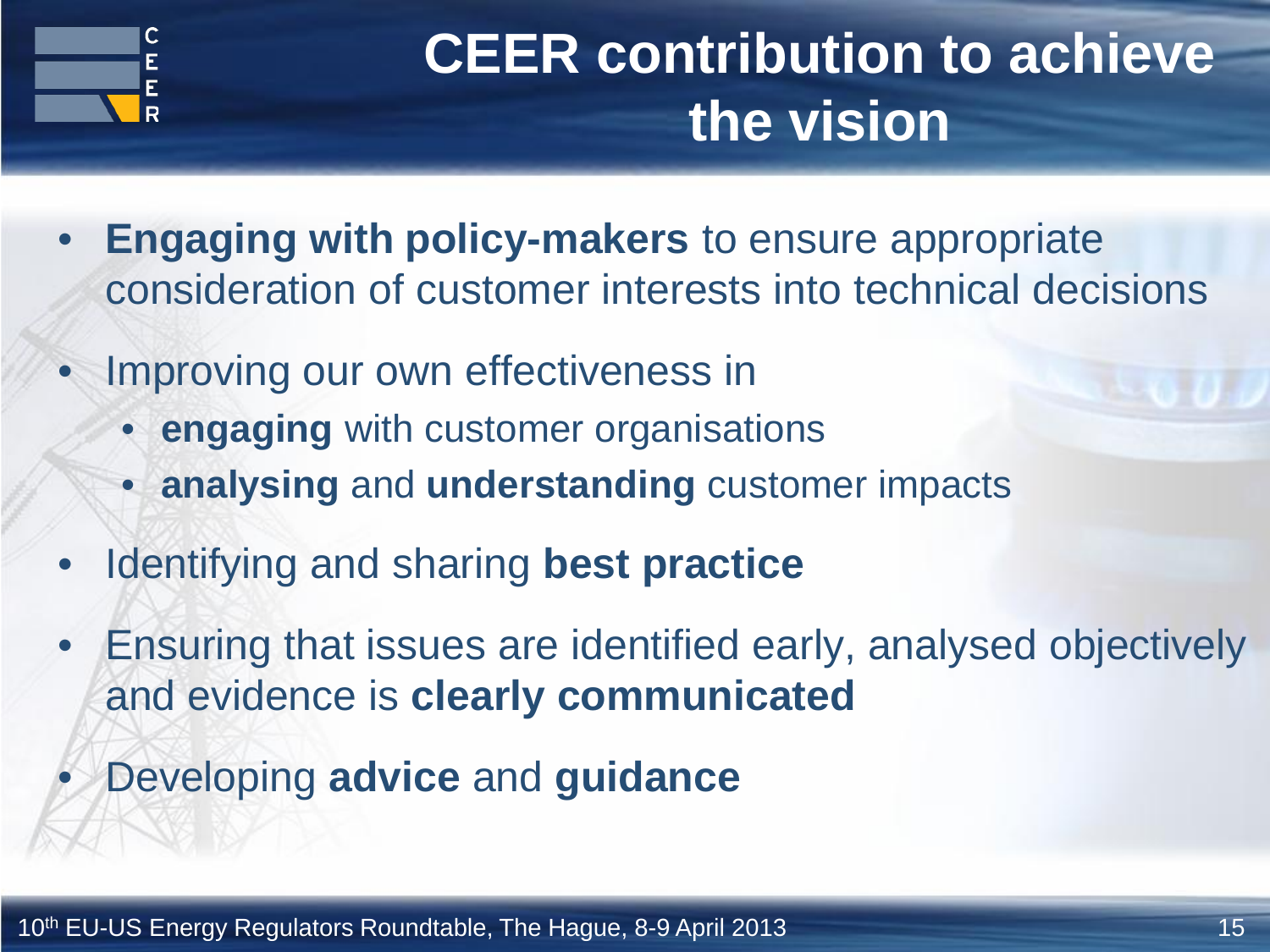# CEER contribution to achieve the vision

- **Engaging with policy-makers** to ensure appropriate consideration of customer interests into technical decisions
- Improving our own effectiveness in
  - **engaging** with customer organisations
  - **analysing** and **understanding** customer impacts
- Identifying and sharing **best practice**
- Ensuring that issues are identified early, analysed objectively and evidence is **clearly communicated**
- Developing **advice** and **guidance**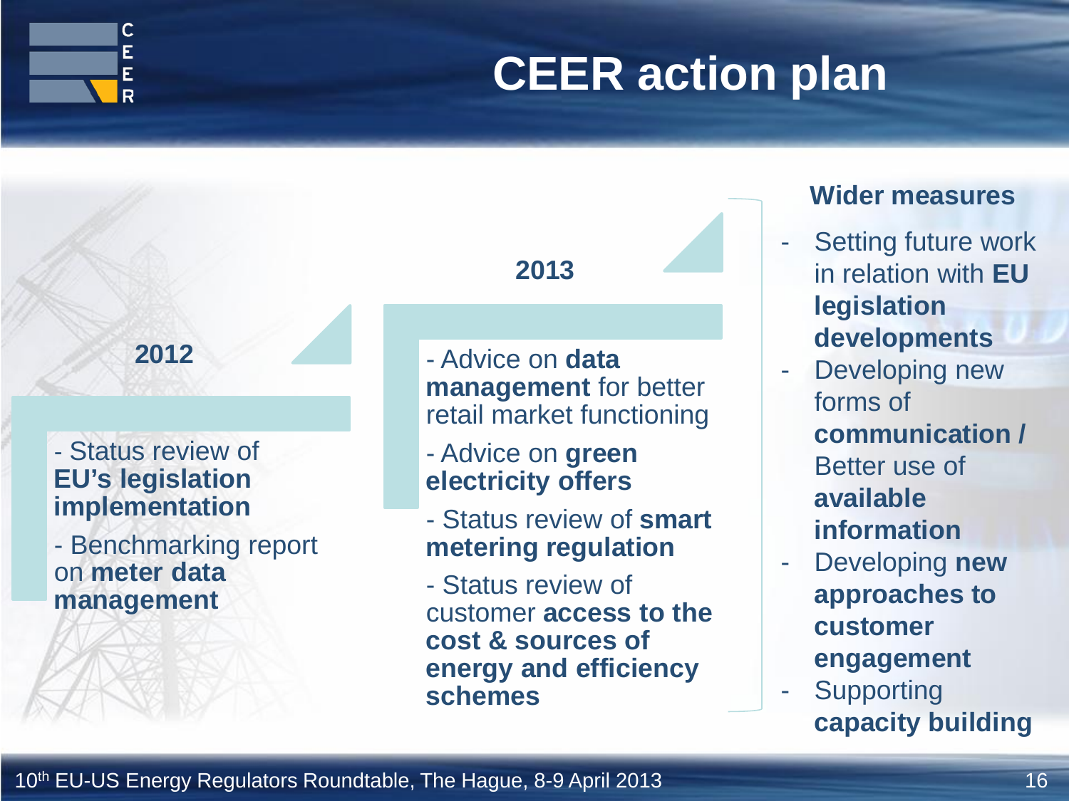# CEER action plan

## 2012

- Status review of **EU's legislation implementation**
- Benchmarking report on **meter data management**

## 2013

- Advice on **data management** for better retail market functioning
- Advice on **green electricity offers**
- Status review of **smart metering regulation**
- Status review of customer **access to the cost & sources of energy and efficiency schemes**

## Wider measures

- Setting future work in relation with **EU legislation developments**
- Developing new forms of **communication /** Better use of **available information**
- Developing **new approaches to customer engagement**
- Supporting **capacity building**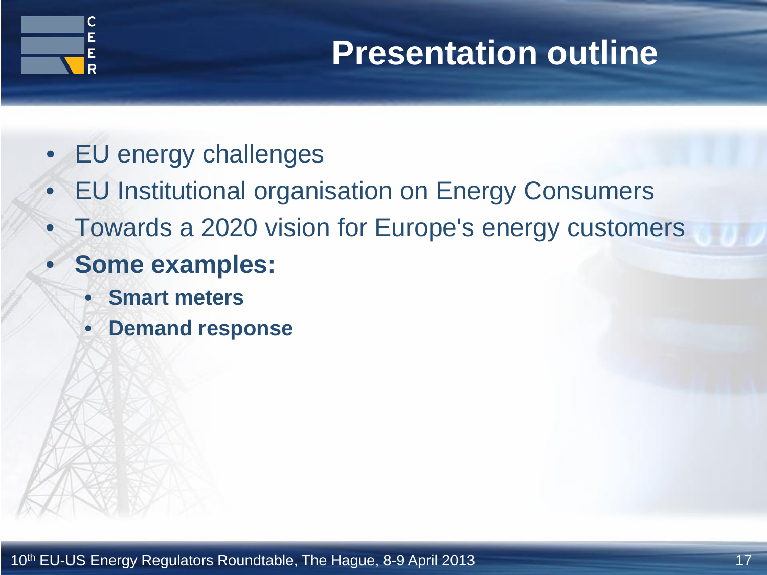# Presentation outline

- EU energy challenges
- EU Institutional organisation on Energy Consumers
- Towards a 2020 vision for Europe's energy customers
- **Some examples:**
  - **Smart meters**
  - **Demand response**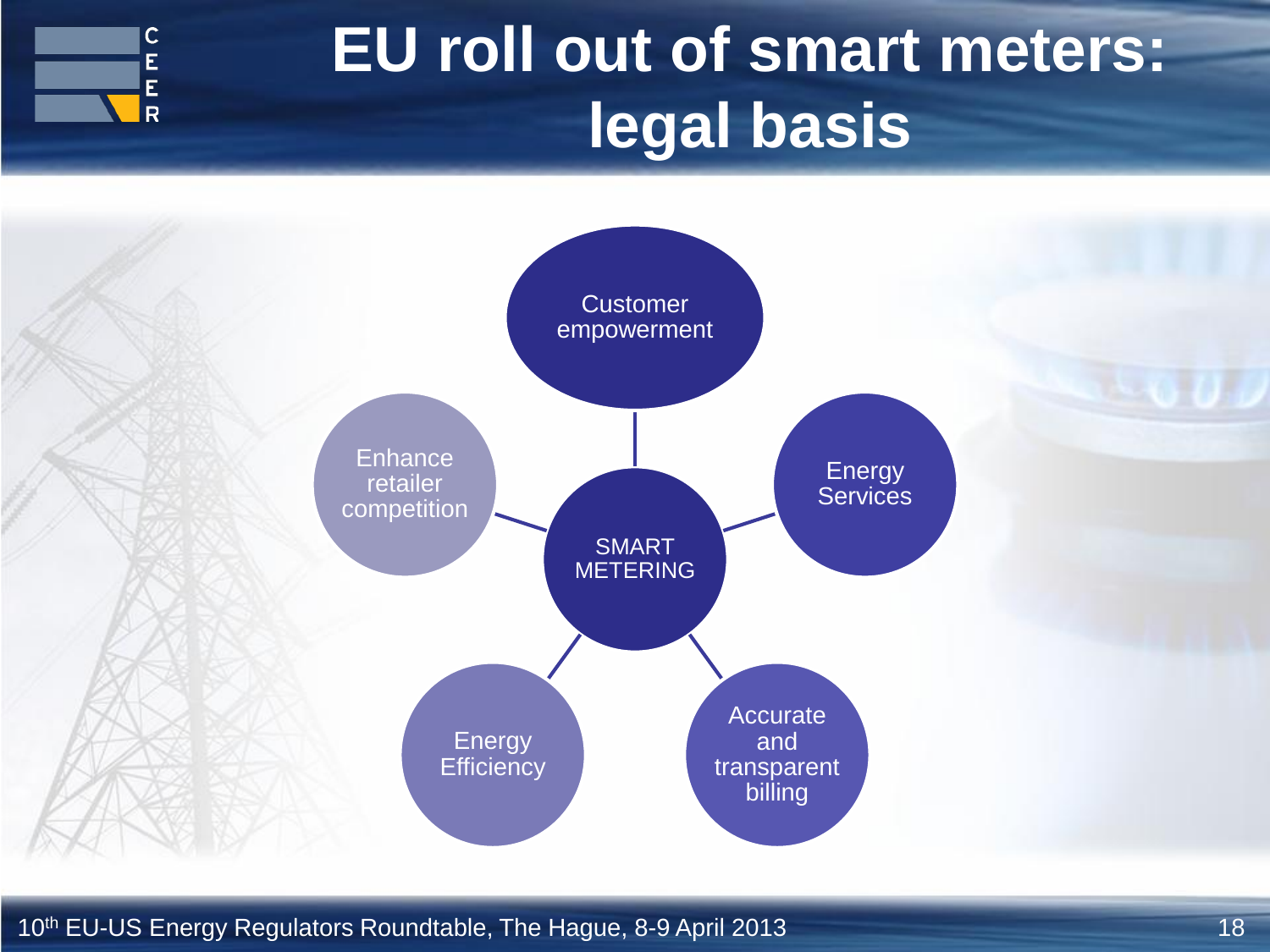# EU roll out of smart meters: legal basis

- SMART METERING
  - Customer empowerment
  - Energy Services
  - Accurate and transparent billing
  - Energy Efficiency
  - Enhance retailer competition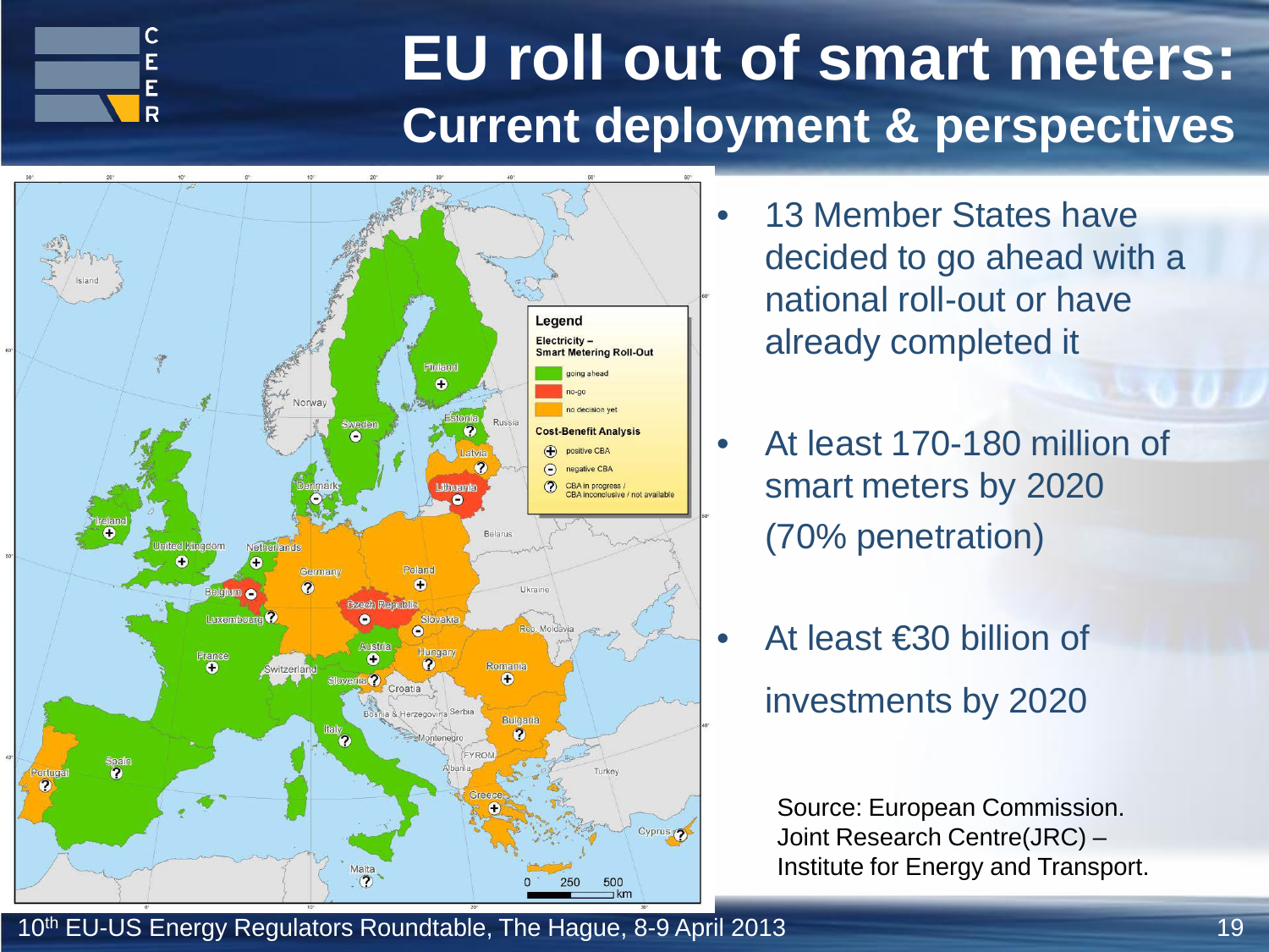# EU roll out of smart meters:

## Current deployment & perspectives

**Legend**

**Electricity – Smart Metering Roll-Out**

- going ahead
- no-go
- no decision yet

**Cost-Benefit Analysis**

- ⊕ positive CBA
- ⊖ negative CBA
- ? CBA in progress / CBA inconclusive / not available

- 13 Member States have decided to go ahead with a national roll-out or have already completed it
- At least 170-180 million of smart meters by 2020 (70% penetration)
- At least €30 billion of investments by 2020

Source: European Commission. Joint Research Centre(JRC) – Institute for Energy and Transport.

10th EU-US Energy Regulators Roundtable, The Hague, 8-9 April 2013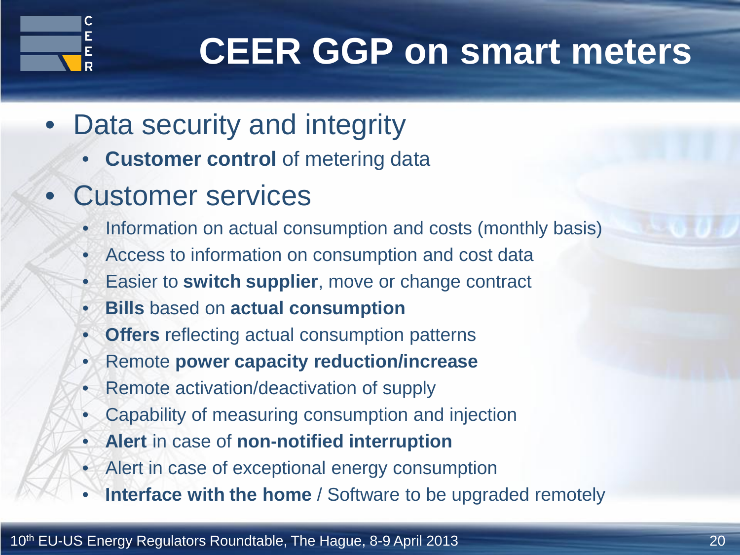# CEER GGP on smart meters

- Data security and integrity
  - **Customer control** of metering data
- Customer services
  - Information on actual consumption and costs (monthly basis)
  - Access to information on consumption and cost data
  - Easier to **switch supplier**, move or change contract
  - **Bills** based on **actual consumption**
  - **Offers** reflecting actual consumption patterns
  - Remote **power capacity reduction/increase**
  - Remote activation/deactivation of supply
  - Capability of measuring consumption and injection
  - **Alert** in case of **non-notified interruption**
  - Alert in case of exceptional energy consumption
  - **Interface with the home** / Software to be upgraded remotely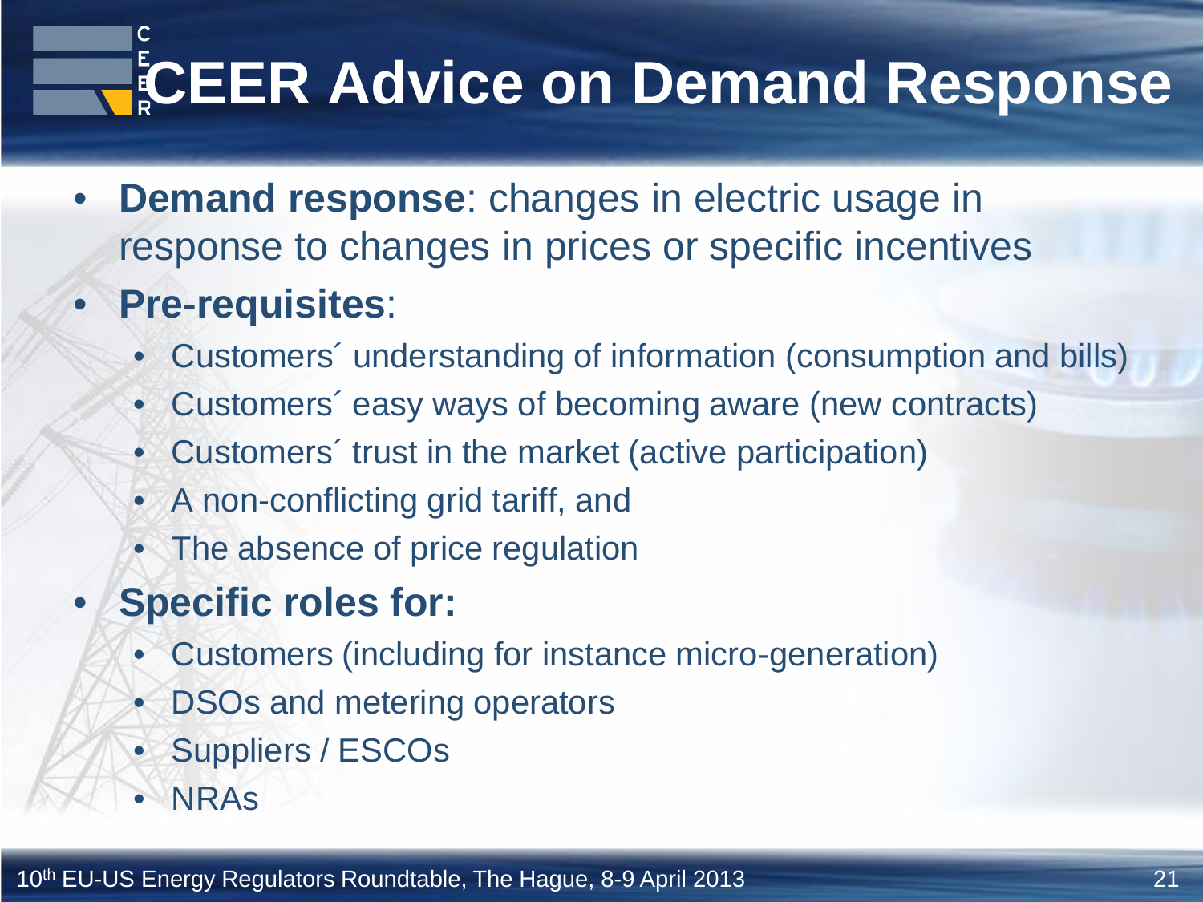# CEER Advice on Demand Response

- **Demand response**: changes in electric usage in response to changes in prices or specific incentives
- **Pre-requisites**:
  - Customers´ understanding of information (consumption and bills)
  - Customers´ easy ways of becoming aware (new contracts)
  - Customers´ trust in the market (active participation)
  - A non-conflicting grid tariff, and
  - The absence of price regulation
- **Specific roles for:**
  - Customers (including for instance micro-generation)
  - DSOs and metering operators
  - Suppliers / ESCOs
  - NRAs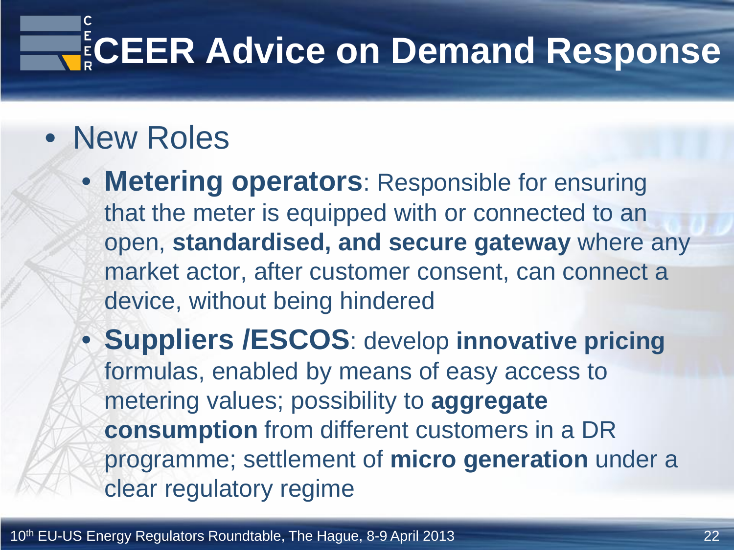# CEER Advice on Demand Response

- New Roles
  - **Metering operators**: Responsible for ensuring that the meter is equipped with or connected to an open, **standardised, and secure gateway** where any market actor, after customer consent, can connect a device, without being hindered
  - **Suppliers /ESCOS**: develop **innovative pricing** formulas, enabled by means of easy access to metering values; possibility to **aggregate consumption** from different customers in a DR programme; settlement of **micro generation** under a clear regulatory regime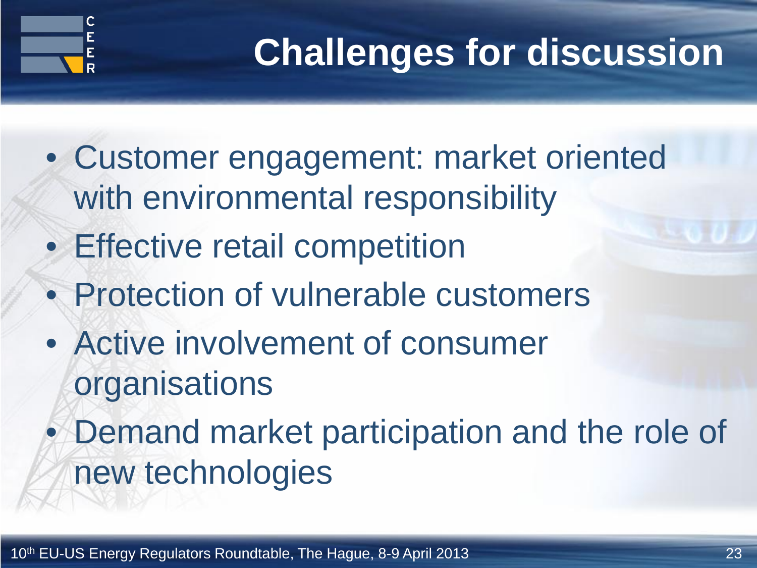# Challenges for discussion

- Customer engagement: market oriented with environmental responsibility
- Effective retail competition
- Protection of vulnerable customers
- Active involvement of consumer organisations
- Demand market participation and the role of new technologies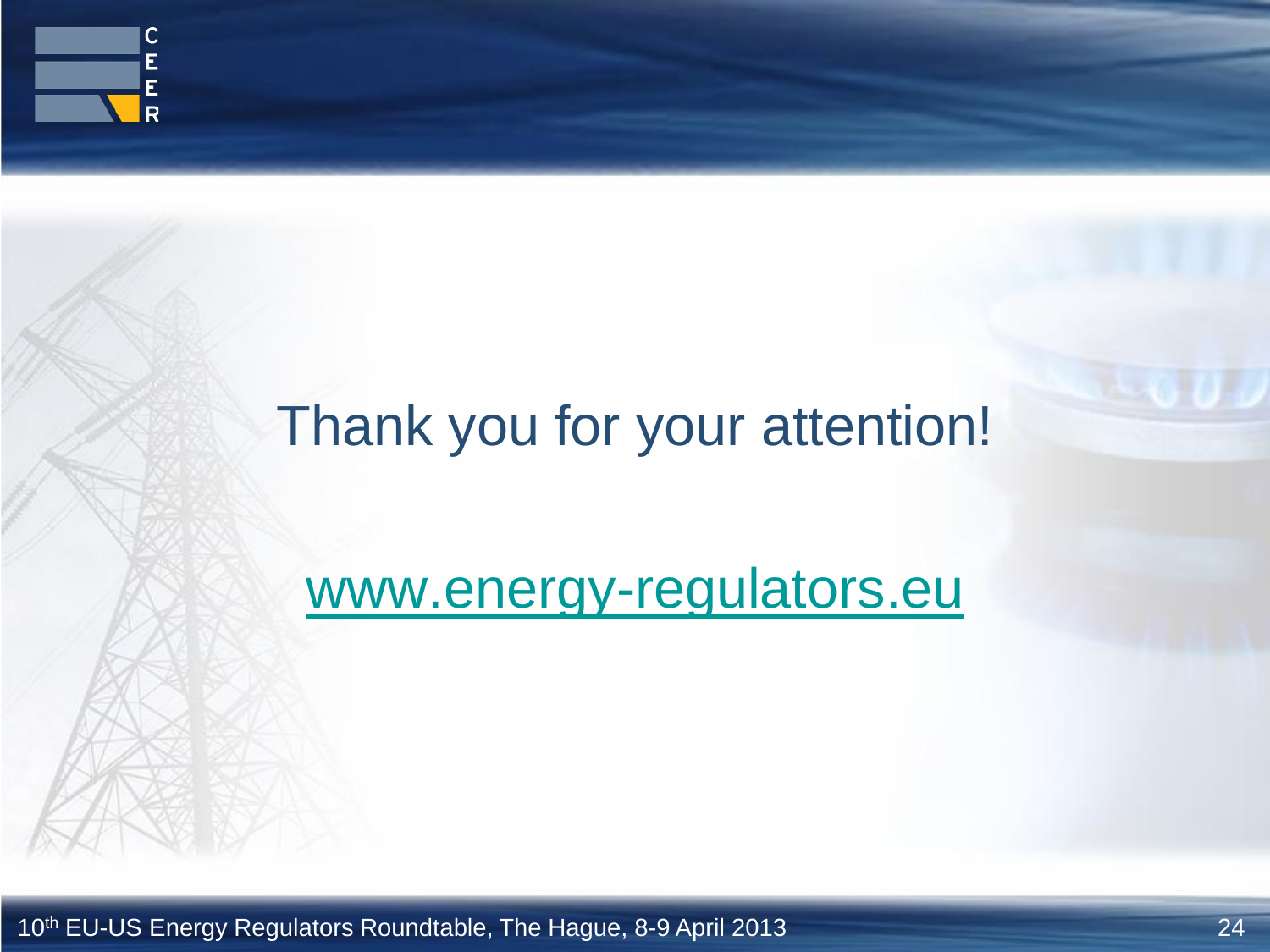Thank you for your attention!

www.energy-regulators.eu